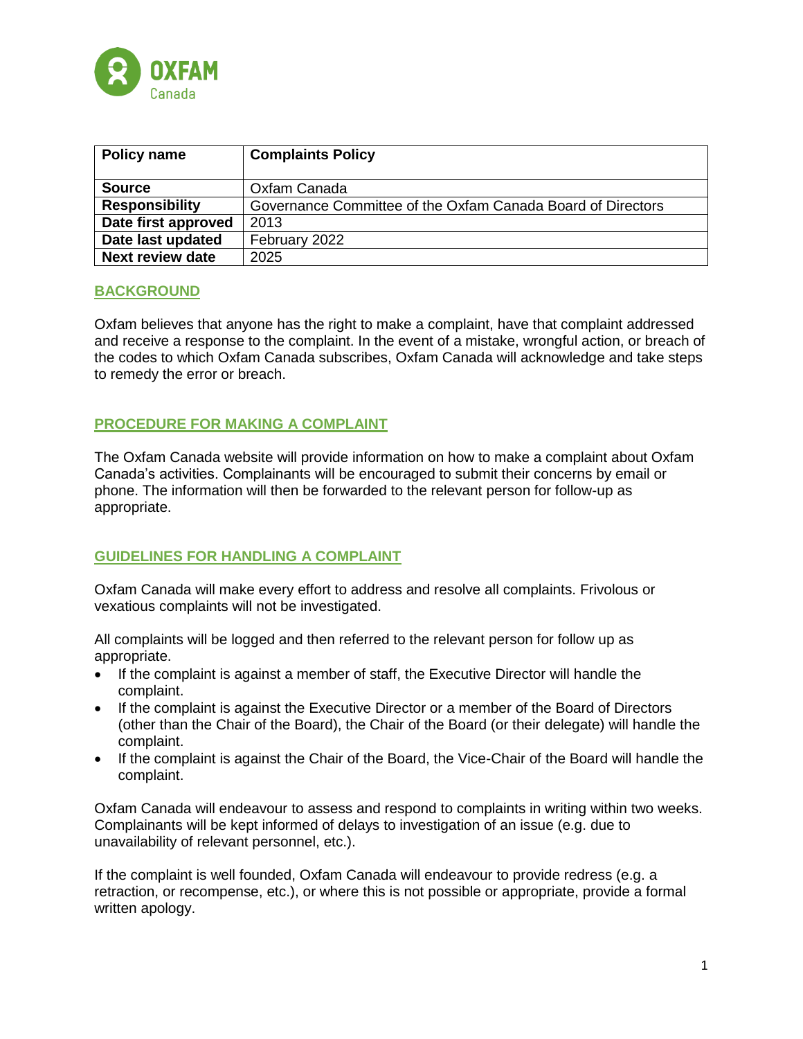| Policy name | Complaints Policy |
| --- | --- |
| **Source** | Oxfam Canada |
| **Responsibility** | Governance Committee of the Oxfam Canada Board of Directors |
| **Date first approved** | 2013 |
| **Date last updated** | February 2022 |
| **Next review date** | 2025 |

## BACKGROUND

Oxfam believes that anyone has the right to make a complaint, have that complaint addressed and receive a response to the complaint. In the event of a mistake, wrongful action, or breach of the codes to which Oxfam Canada subscribes, Oxfam Canada will acknowledge and take steps to remedy the error or breach.

## PROCEDURE FOR MAKING A COMPLAINT

The Oxfam Canada website will provide information on how to make a complaint about Oxfam Canada's activities. Complainants will be encouraged to submit their concerns by email or phone. The information will then be forwarded to the relevant person for follow-up as appropriate.

## GUIDELINES FOR HANDLING A COMPLAINT

Oxfam Canada will make every effort to address and resolve all complaints. Frivolous or vexatious complaints will not be investigated.

All complaints will be logged and then referred to the relevant person for follow up as appropriate.

- If the complaint is against a member of staff, the Executive Director will handle the complaint.
- If the complaint is against the Executive Director or a member of the Board of Directors (other than the Chair of the Board), the Chair of the Board (or their delegate) will handle the complaint.
- If the complaint is against the Chair of the Board, the Vice-Chair of the Board will handle the complaint.

Oxfam Canada will endeavour to assess and respond to complaints in writing within two weeks. Complainants will be kept informed of delays to investigation of an issue (e.g. due to unavailability of relevant personnel, etc.).

If the complaint is well founded, Oxfam Canada will endeavour to provide redress (e.g. a retraction, or recompense, etc.), or where this is not possible or appropriate, provide a formal written apology.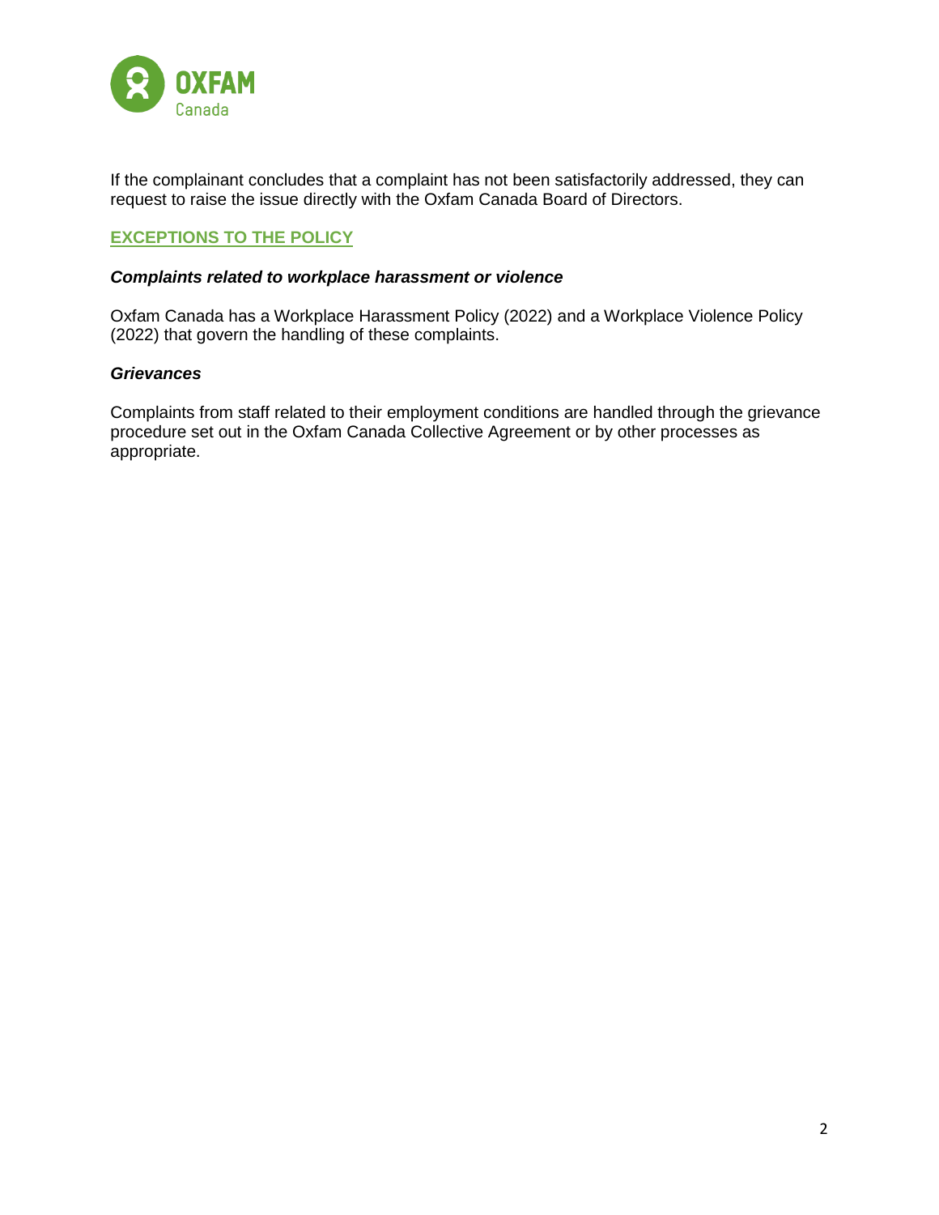If the complainant concludes that a complaint has not been satisfactorily addressed, they can request to raise the issue directly with the Oxfam Canada Board of Directors.

## EXCEPTIONS TO THE POLICY

### *Complaints related to workplace harassment or violence*

Oxfam Canada has a Workplace Harassment Policy (2022) and a Workplace Violence Policy (2022) that govern the handling of these complaints.

### *Grievances*

Complaints from staff related to their employment conditions are handled through the grievance procedure set out in the Oxfam Canada Collective Agreement or by other processes as appropriate.